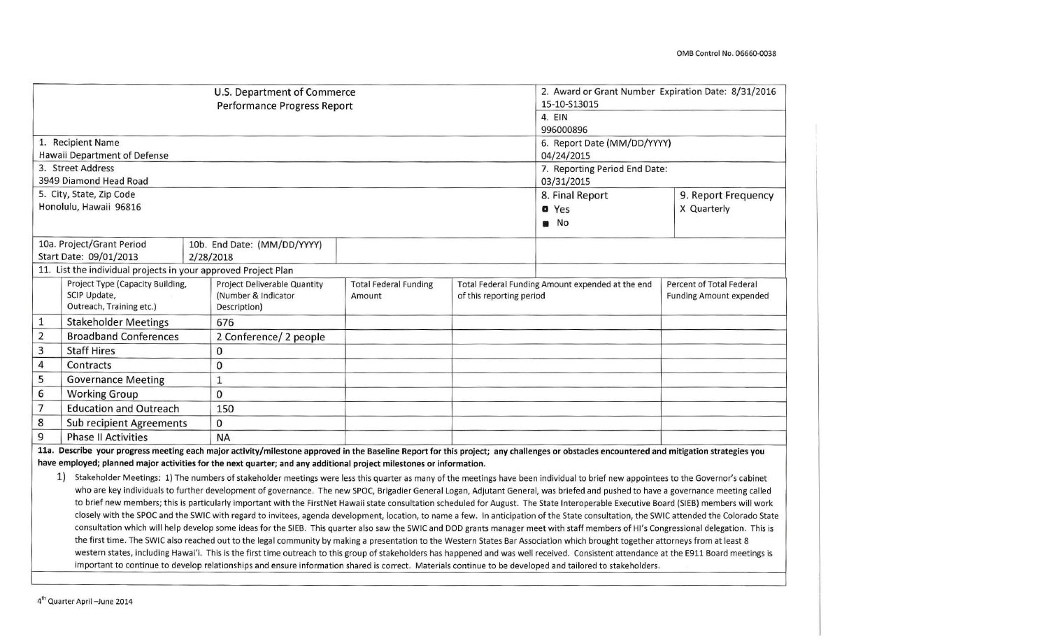OMB Control No. 06660-0038

| U.S. Department of Commerce<br>Performance Progress Report | 2. Award or Grant Number Expiration Date: 8/31/2016<br>15-10-S13015 | |
|---|---|---|
| | 4. EIN<br>996000896 | |
| 1. Recipient Name<br>Hawaii Department of Defense | 6. Report Date (MM/DD/YYYY)<br>04/24/2015 | |
| 3. Street Address<br>3949 Diamond Head Road | 7. Reporting Period End Date:<br>03/31/2015 | |
| 5. City, State, Zip Code<br>Honolulu, Hawaii 96816 | 8. Final Report<br>☐ Yes<br>■ No | 9. Report Frequency<br>X Quarterly |
| 10a. Project/Grant Period Start Date: 09/01/2013 — 10b. End Date: (MM/DD/YYYY) 2/28/2018 | | |

11. List the individual projects in your approved Project Plan

| | Project Type (Capacity Building, SCIP Update, Outreach, Training etc.) | Project Deliverable Quantity (Number & Indicator Description) | Total Federal Funding Amount | Total Federal Funding Amount expended at the end of this reporting period | Percent of Total Federal Funding Amount expended |
|---|---|---|---|---|---|
| 1 | Stakeholder Meetings | 676 | | | |
| 2 | Broadband Conferences | 2 Conference/ 2 people | | | |
| 3 | Staff Hires | 0 | | | |
| 4 | Contracts | 0 | | | |
| 5 | Governance Meeting | 1 | | | |
| 6 | Working Group | 0 | | | |
| 7 | Education and Outreach | 150 | | | |
| 8 | Sub recipient Agreements | 0 | | | |
| 9 | Phase II Activities | NA | | | |

**11a. Describe your progress meeting each major activity/milestone approved in the Baseline Report for this project; any challenges or obstacles encountered and mitigation strategies you have employed; planned major activities for the next quarter; and any additional project milestones or information.**

1) Stakeholder Meetings: 1) The numbers of stakeholder meetings were less this quarter as many of the meetings have been individual to brief new appointees to the Governor's cabinet who are key individuals to further development of governance. The new SPOC, Brigadier General Logan, Adjutant General, was briefed and pushed to have a governance meeting called to brief new members; this is particularly important with the FirstNet Hawaii state consultation scheduled for August. The State Interoperable Executive Board (SIEB) members will work closely with the SPOC and the SWIC with regard to invitees, agenda development, location, to name a few. In anticipation of the State consultation, the SWIC attended the Colorado State consultation which will help develop some ideas for the SIEB. This quarter also saw the SWIC and DOD grants manager meet with staff members of HI's Congressional delegation. This is the first time. The SWIC also reached out to the legal community by making a presentation to the Western States Bar Association which brought together attorneys from at least 8 western states, including Hawai'i. This is the first time outreach to this group of stakeholders has happened and was well received. Consistent attendance at the E911 Board meetings is important to continue to develop relationships and ensure information shared is correct. Materials continue to be developed and tailored to stakeholders.

4th Quarter April –June 2014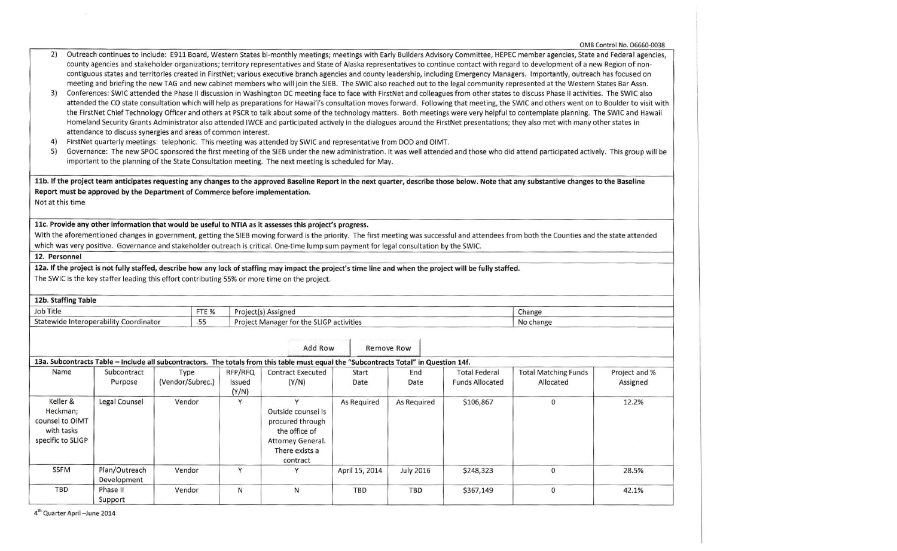2) Outreach continues to include: E911 Board, Western States bi-monthly meetings; meetings with Early Builders Advisory Committee, HEPEC member agencies, State and Federal agencies, county agencies and stakeholder organizations; territory representatives and State of Alaska representatives to continue contact with regard to development of a new Region of non-contiguous states and territories created in FirstNet; various executive branch agencies and county leadership, including Emergency Managers. Importantly, outreach has focused on meeting and briefing the new TAG and new cabinet members who will join the SIEB. The SWIC also reached out to the legal community represented at the Western States Bar Assn.
3) Conferences: SWIC attended the Phase II discussion in Washington DC meeting face to face with FirstNet and colleagues from other states to discuss Phase II activities. The SWIC also attended the CO state consultation which will help as preparations for Hawai'i's consultation moves forward. Following that meeting, the SWIC and others went on to Boulder to visit with the FirstNet Chief Technology Officer and others at PSCR to talk about some of the technology matters. Both meetings were very helpful to contemplate planning. The SWIC and Hawaii Homeland Security Grants Administrator also attended IWCE and participated actively in the dialogues around the FirstNet presentations; they also met with many other states in attendance to discuss synergies and areas of common interest.
4) FirstNet quarterly meetings: telephonic. This meeting was attended by SWIC and representative from DOD and OIMT.
5) Governance: The new SPOC sponsored the first meeting of the SIEB under the new administration. It was well attended and those who did attend participated actively. This group will be important to the planning of the State Consultation meeting. The next meeting is scheduled for May.

**11b. If the project team anticipates requesting any changes to the approved Baseline Report in the next quarter, describe those below. Note that any substantive changes to the Baseline Report must be approved by the Department of Commerce before implementation.**

Not at this time

**11c. Provide any other information that would be useful to NTIA as it assesses this project's progress.**

With the aforementioned changes in government, getting the SIEB moving forward is the priority. The first meeting was successful and attendees from both the Counties and the state attended which was very positive. Governance and stakeholder outreach is critical. One-time lump sum payment for legal consultation by the SWIC.

**12. Personnel**

**12a. If the project is not fully staffed, describe how any lack of staffing may impact the project's time line and when the project will be fully staffed.**

The SWIC is the key staffer leading this effort contributing 55% or more time on the project.

**12b. Staffing Table**

| Job Title | FTE % | Project(s) Assigned | Change |
|---|---|---|---|
| Statewide Interoperability Coordinator | .55 | Project Manager for the SLIGP activities | No change |

**13a. Subcontracts Table – Include all subcontractors. The totals from this table must equal the "Subcontracts Total" in Question 14f.**

| Name | Subcontract Purpose | Type (Vendor/Subrec.) | RFP/RFQ Issued (Y/N) | Contract Executed (Y/N) | Start Date | End Date | Total Federal Funds Allocated | Total Matching Funds Allocated | Project and % Assigned |
|---|---|---|---|---|---|---|---|---|---|
| Keller & Heckman; counsel to OIMT with tasks specific to SLIGP | Legal Counsel | Vendor | Y | Y Outside counsel is procured through the office of Attorney General. There exists a contract | As Required | As Required | $106,867 | 0 | 12.2% |
| SSFM | Plan/Outreach Development | Vendor | Y | Y | April 15, 2014 | July 2016 | $248,323 | 0 | 28.5% |
| TBD | Phase II Support | Vendor | N | N | TBD | TBD | $367,149 | 0 | 42.1% |

4th Quarter April –June 2014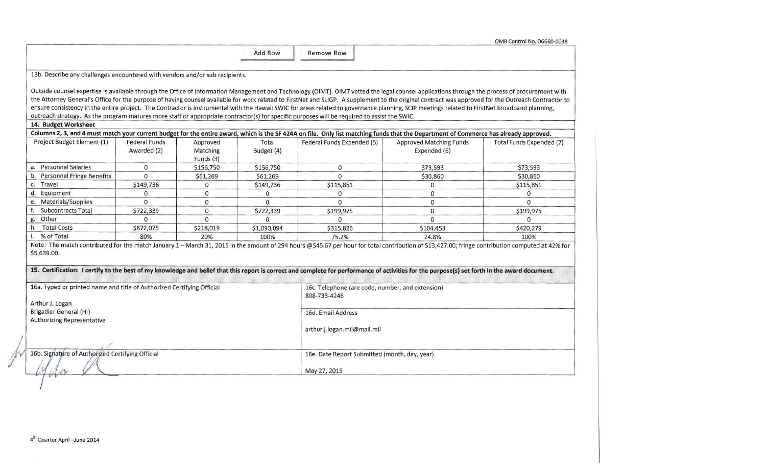Add Row | Remove Row

13b. Describe any challenges encountered with vendors and/or sub recipients.

Outside counsel expertise is available through the Office of Information Management and Technology (OIMT). OIMT vetted the legal counsel applications through the process of procurement with the Attorney General's Office for the purpose of having counsel available for work related to FirstNet and SLIGP. A supplement to the original contract was approved for the Outreach Contractor to ensure consistency in the entire project. The Contractor is instrumental with the Hawaii SWIC for areas related to governance planning, SCIP meetings related to FirstNet broadband planning, outreach strategy. As the program matures more staff or appropriate contractor(s) for specific purposes will be required to assist the SWIC.

**14. Budget Worksheet**

**Columns 2, 3, and 4 must match your current budget for the entire award, which is the SF 424A on file. Only list matching funds that the Department of Commerce has already approved.**

| Project Budget Element (1) | Federal Funds Awarded (2) | Approved Matching Funds (3) | Total Budget (4) | Federal Funds Expended (5) | Approved Matching Funds Expended (6) | Total Funds Expended (7) |
|---|---|---|---|---|---|---|
| a. Personnel Salaries | 0 | $156,750 | $156,750 | 0 | $73,593 | $73,593 |
| b. Personnel Fringe Benefits | 0 | $61,269 | $61,269 | 0 | $30,860 | $30,860 |
| c. Travel | $149,736 | 0 | $149,736 | $115,851 | 0 | $115,851 |
| d. Equipment | 0 | 0 | 0 | 0 | 0 | 0 |
| e. Materials/Supplies | 0 | 0 | 0 | 0 | 0 | 0 |
| f. Subcontracts Total | $722,339 | 0 | $722,339 | $199,975 | 0 | $199,975 |
| g. Other | 0 | 0 | 0 | 0 | 0 | 0 |
| h. Total Costs | $872,075 | $218,019 | $1,090,094 | $315,826 | $104,453 | $420,279 |
| i. % of Total | 80% | 20% | 100% | 75.2% | 24.8% | 100% |

Note: The match contributed for the match January 1 – March 31, 2015 in the amount of 294 hours @$45.67 per hour for total contribution of $13,427.00; fringe contribution computed at 42% for $5,639.00.

**15. Certification: I certify to the best of my knowledge and belief that this report is correct and complete for performance of activities for the purpose(s) set forth in the award document.**

| | |
|---|---|
| 16a. Typed or printed name and title of Authorized Certifying Official<br><br>Arthur J. Logan<br>Brigadier General (HI)<br>Authorizing Representative | 16c. Telephone (are code, number, and extension)<br>808-733-4246 |
| | 16d. Email Address<br><br>arthur.j.logan.mil@mail.mil |
| 16b. Signature of Authorized Certifying Official | 16e. Date Report Submitted (month, day, year)<br><br>May 27, 2015 |

4th Quarter April –June 2014